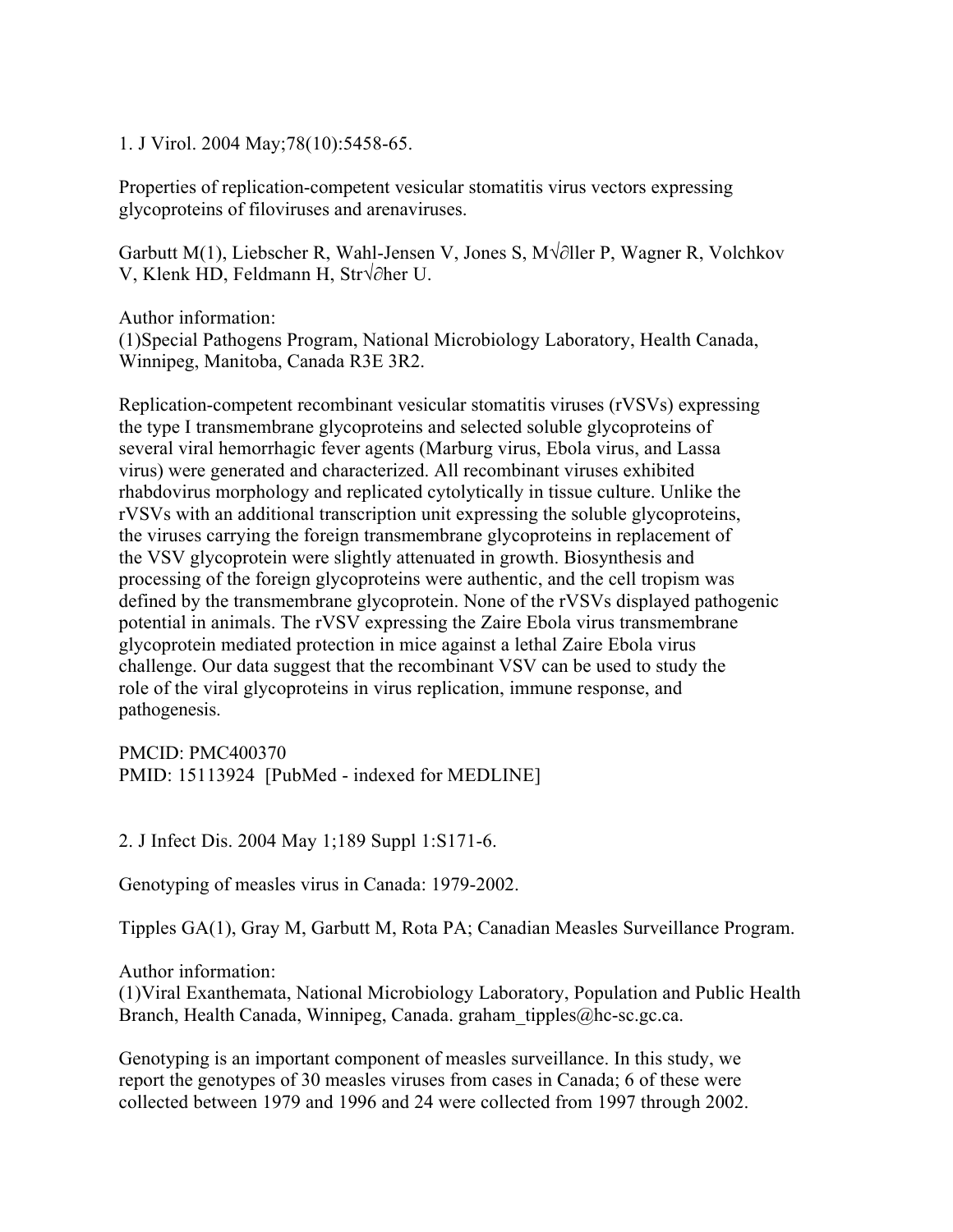1. J Virol. 2004 May;78(10):5458-65.

Properties of replication-competent vesicular stomatitis virus vectors expressing glycoproteins of filoviruses and arenaviruses.

Garbutt M(1), Liebscher R, Wahl-Jensen V, Jones S, M√∂ller P, Wagner R, Volchkov V, Klenk HD, Feldmann H, Str√∂her U.

Author information:
(1)Special Pathogens Program, National Microbiology Laboratory, Health Canada, Winnipeg, Manitoba, Canada R3E 3R2.

Replication-competent recombinant vesicular stomatitis viruses (rVSVs) expressing the type I transmembrane glycoproteins and selected soluble glycoproteins of several viral hemorrhagic fever agents (Marburg virus, Ebola virus, and Lassa virus) were generated and characterized. All recombinant viruses exhibited rhabdovirus morphology and replicated cytolytically in tissue culture. Unlike the rVSVs with an additional transcription unit expressing the soluble glycoproteins, the viruses carrying the foreign transmembrane glycoproteins in replacement of the VSV glycoprotein were slightly attenuated in growth. Biosynthesis and processing of the foreign glycoproteins were authentic, and the cell tropism was defined by the transmembrane glycoprotein. None of the rVSVs displayed pathogenic potential in animals. The rVSV expressing the Zaire Ebola virus transmembrane glycoprotein mediated protection in mice against a lethal Zaire Ebola virus challenge. Our data suggest that the recombinant VSV can be used to study the role of the viral glycoproteins in virus replication, immune response, and pathogenesis.

PMCID: PMC400370
PMID: 15113924 [PubMed - indexed for MEDLINE]

2. J Infect Dis. 2004 May 1;189 Suppl 1:S171-6.

Genotyping of measles virus in Canada: 1979-2002.

Tipples GA(1), Gray M, Garbutt M, Rota PA; Canadian Measles Surveillance Program.

Author information:
(1)Viral Exanthemata, National Microbiology Laboratory, Population and Public Health Branch, Health Canada, Winnipeg, Canada. graham_tipples@hc-sc.gc.ca.

Genotyping is an important component of measles surveillance. In this study, we report the genotypes of 30 measles viruses from cases in Canada; 6 of these were collected between 1979 and 1996 and 24 were collected from 1997 through 2002.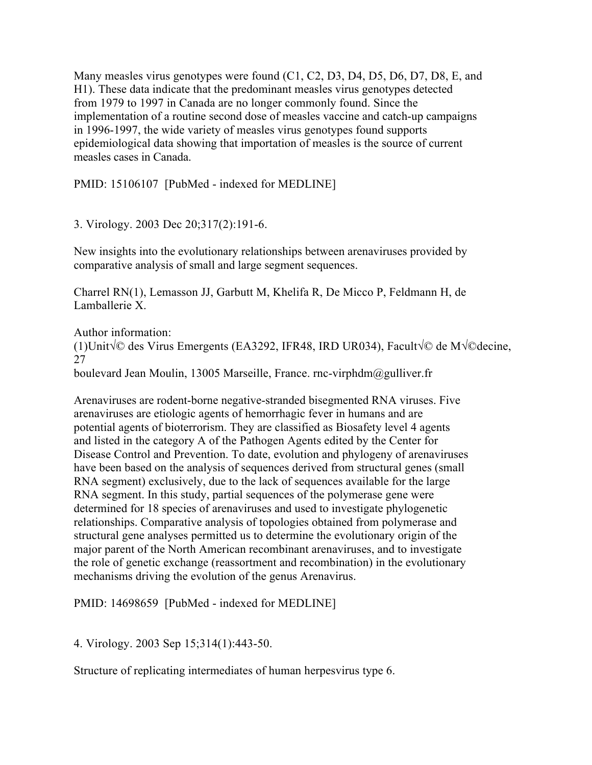Many measles virus genotypes were found (C1, C2, D3, D4, D5, D6, D7, D8, E, and H1). These data indicate that the predominant measles virus genotypes detected from 1979 to 1997 in Canada are no longer commonly found. Since the implementation of a routine second dose of measles vaccine and catch-up campaigns in 1996-1997, the wide variety of measles virus genotypes found supports epidemiological data showing that importation of measles is the source of current measles cases in Canada.

PMID: 15106107 [PubMed - indexed for MEDLINE]

3. Virology. 2003 Dec 20;317(2):191-6.

New insights into the evolutionary relationships between arenaviruses provided by comparative analysis of small and large segment sequences.

Charrel RN(1), Lemasson JJ, Garbutt M, Khelifa R, De Micco P, Feldmann H, de Lamballerie X.

Author information:
(1)Unit√© des Virus Emergents (EA3292, IFR48, IRD UR034), Facult√© de M√©decine, 27
boulevard Jean Moulin, 13005 Marseille, France. rnc-virphdm@gulliver.fr

Arenaviruses are rodent-borne negative-stranded bisegmented RNA viruses. Five arenaviruses are etiologic agents of hemorrhagic fever in humans and are potential agents of bioterrorism. They are classified as Biosafety level 4 agents and listed in the category A of the Pathogen Agents edited by the Center for Disease Control and Prevention. To date, evolution and phylogeny of arenaviruses have been based on the analysis of sequences derived from structural genes (small RNA segment) exclusively, due to the lack of sequences available for the large RNA segment. In this study, partial sequences of the polymerase gene were determined for 18 species of arenaviruses and used to investigate phylogenetic relationships. Comparative analysis of topologies obtained from polymerase and structural gene analyses permitted us to determine the evolutionary origin of the major parent of the North American recombinant arenaviruses, and to investigate the role of genetic exchange (reassortment and recombination) in the evolutionary mechanisms driving the evolution of the genus Arenavirus.

PMID: 14698659 [PubMed - indexed for MEDLINE]

4. Virology. 2003 Sep 15;314(1):443-50.

Structure of replicating intermediates of human herpesvirus type 6.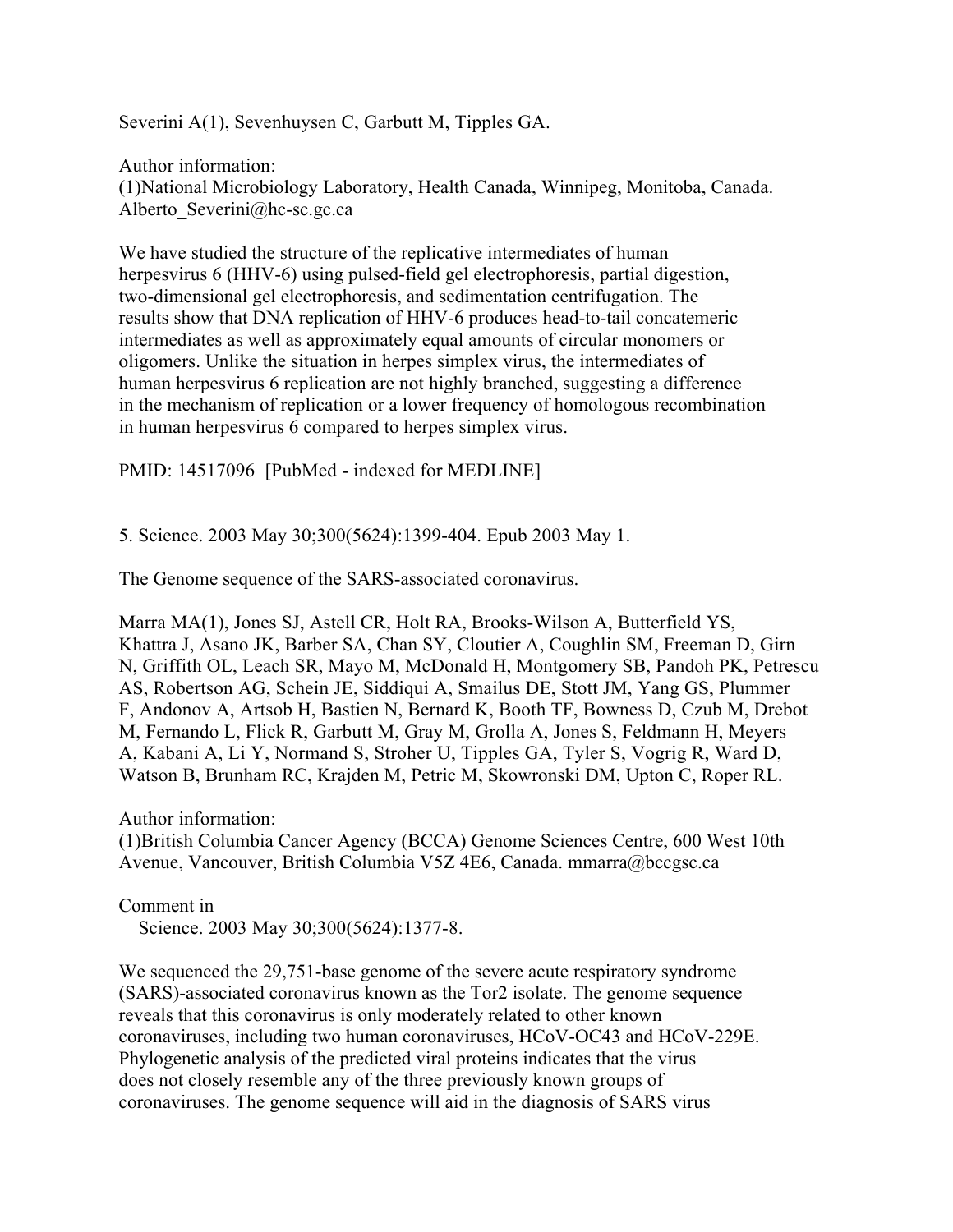Severini A(1), Sevenhuysen C, Garbutt M, Tipples GA.

Author information:
(1)National Microbiology Laboratory, Health Canada, Winnipeg, Monitoba, Canada.
Alberto_Severini@hc-sc.gc.ca

We have studied the structure of the replicative intermediates of human herpesvirus 6 (HHV-6) using pulsed-field gel electrophoresis, partial digestion, two-dimensional gel electrophoresis, and sedimentation centrifugation. The results show that DNA replication of HHV-6 produces head-to-tail concatemeric intermediates as well as approximately equal amounts of circular monomers or oligomers. Unlike the situation in herpes simplex virus, the intermediates of human herpesvirus 6 replication are not highly branched, suggesting a difference in the mechanism of replication or a lower frequency of homologous recombination in human herpesvirus 6 compared to herpes simplex virus.

PMID: 14517096 [PubMed - indexed for MEDLINE]

5. Science. 2003 May 30;300(5624):1399-404. Epub 2003 May 1.

The Genome sequence of the SARS-associated coronavirus.

Marra MA(1), Jones SJ, Astell CR, Holt RA, Brooks-Wilson A, Butterfield YS, Khattra J, Asano JK, Barber SA, Chan SY, Cloutier A, Coughlin SM, Freeman D, Girn N, Griffith OL, Leach SR, Mayo M, McDonald H, Montgomery SB, Pandoh PK, Petrescu AS, Robertson AG, Schein JE, Siddiqui A, Smailus DE, Stott JM, Yang GS, Plummer F, Andonov A, Artsob H, Bastien N, Bernard K, Booth TF, Bowness D, Czub M, Drebot M, Fernando L, Flick R, Garbutt M, Gray M, Grolla A, Jones S, Feldmann H, Meyers A, Kabani A, Li Y, Normand S, Stroher U, Tipples GA, Tyler S, Vogrig R, Ward D, Watson B, Brunham RC, Krajden M, Petric M, Skowronski DM, Upton C, Roper RL.

Author information:
(1)British Columbia Cancer Agency (BCCA) Genome Sciences Centre, 600 West 10th Avenue, Vancouver, British Columbia V5Z 4E6, Canada. mmarra@bccgsc.ca

Comment in
Science. 2003 May 30;300(5624):1377-8.

We sequenced the 29,751-base genome of the severe acute respiratory syndrome (SARS)-associated coronavirus known as the Tor2 isolate. The genome sequence reveals that this coronavirus is only moderately related to other known coronaviruses, including two human coronaviruses, HCoV-OC43 and HCoV-229E. Phylogenetic analysis of the predicted viral proteins indicates that the virus does not closely resemble any of the three previously known groups of coronaviruses. The genome sequence will aid in the diagnosis of SARS virus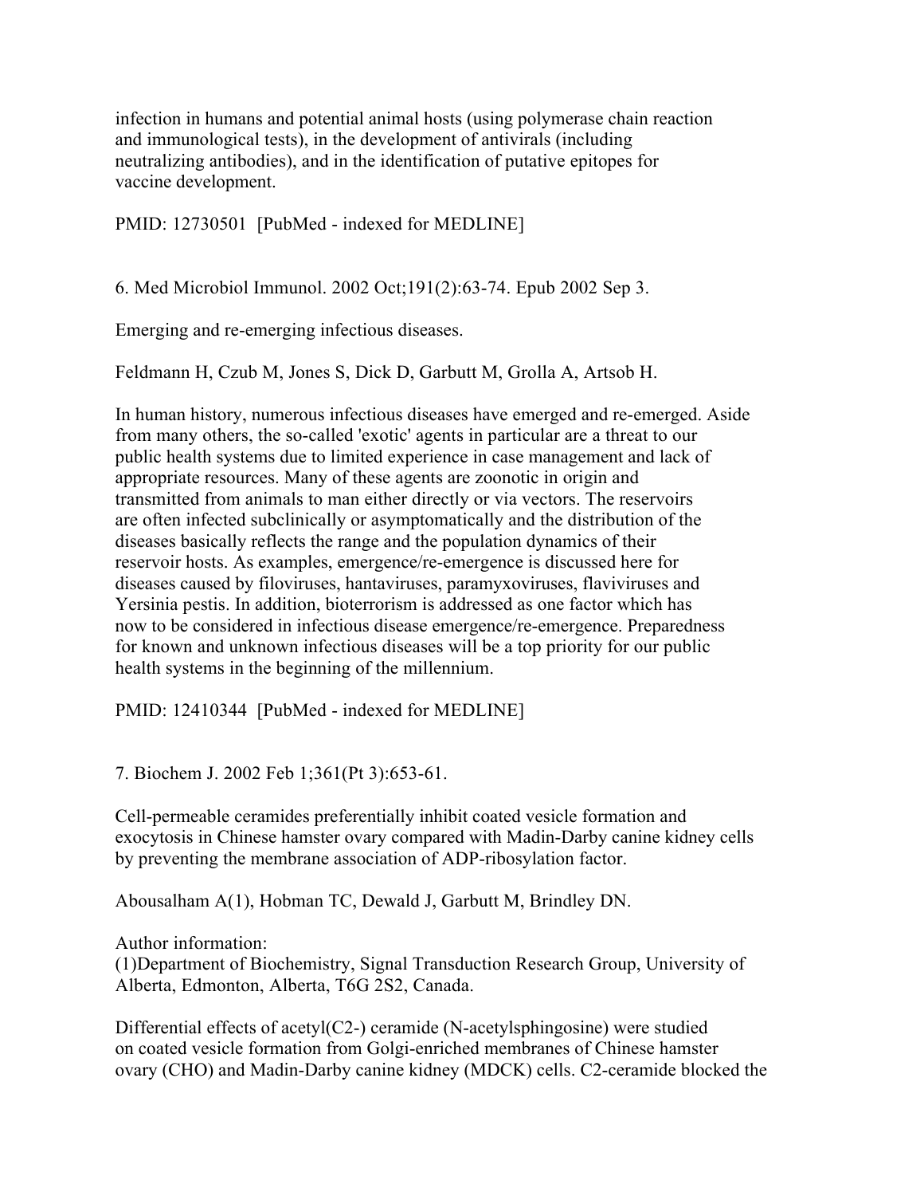infection in humans and potential animal hosts (using polymerase chain reaction and immunological tests), in the development of antivirals (including neutralizing antibodies), and in the identification of putative epitopes for vaccine development.

PMID: 12730501 [PubMed - indexed for MEDLINE]

6. Med Microbiol Immunol. 2002 Oct;191(2):63-74. Epub 2002 Sep 3.

Emerging and re-emerging infectious diseases.

Feldmann H, Czub M, Jones S, Dick D, Garbutt M, Grolla A, Artsob H.

In human history, numerous infectious diseases have emerged and re-emerged. Aside from many others, the so-called 'exotic' agents in particular are a threat to our public health systems due to limited experience in case management and lack of appropriate resources. Many of these agents are zoonotic in origin and transmitted from animals to man either directly or via vectors. The reservoirs are often infected subclinically or asymptomatically and the distribution of the diseases basically reflects the range and the population dynamics of their reservoir hosts. As examples, emergence/re-emergence is discussed here for diseases caused by filoviruses, hantaviruses, paramyxoviruses, flaviviruses and Yersinia pestis. In addition, bioterrorism is addressed as one factor which has now to be considered in infectious disease emergence/re-emergence. Preparedness for known and unknown infectious diseases will be a top priority for our public health systems in the beginning of the millennium.

PMID: 12410344 [PubMed - indexed for MEDLINE]

7. Biochem J. 2002 Feb 1;361(Pt 3):653-61.

Cell-permeable ceramides preferentially inhibit coated vesicle formation and exocytosis in Chinese hamster ovary compared with Madin-Darby canine kidney cells by preventing the membrane association of ADP-ribosylation factor.

Abousalham A(1), Hobman TC, Dewald J, Garbutt M, Brindley DN.

Author information:
(1)Department of Biochemistry, Signal Transduction Research Group, University of Alberta, Edmonton, Alberta, T6G 2S2, Canada.

Differential effects of acetyl(C2-) ceramide (N-acetylsphingosine) were studied on coated vesicle formation from Golgi-enriched membranes of Chinese hamster ovary (CHO) and Madin-Darby canine kidney (MDCK) cells. C2-ceramide blocked the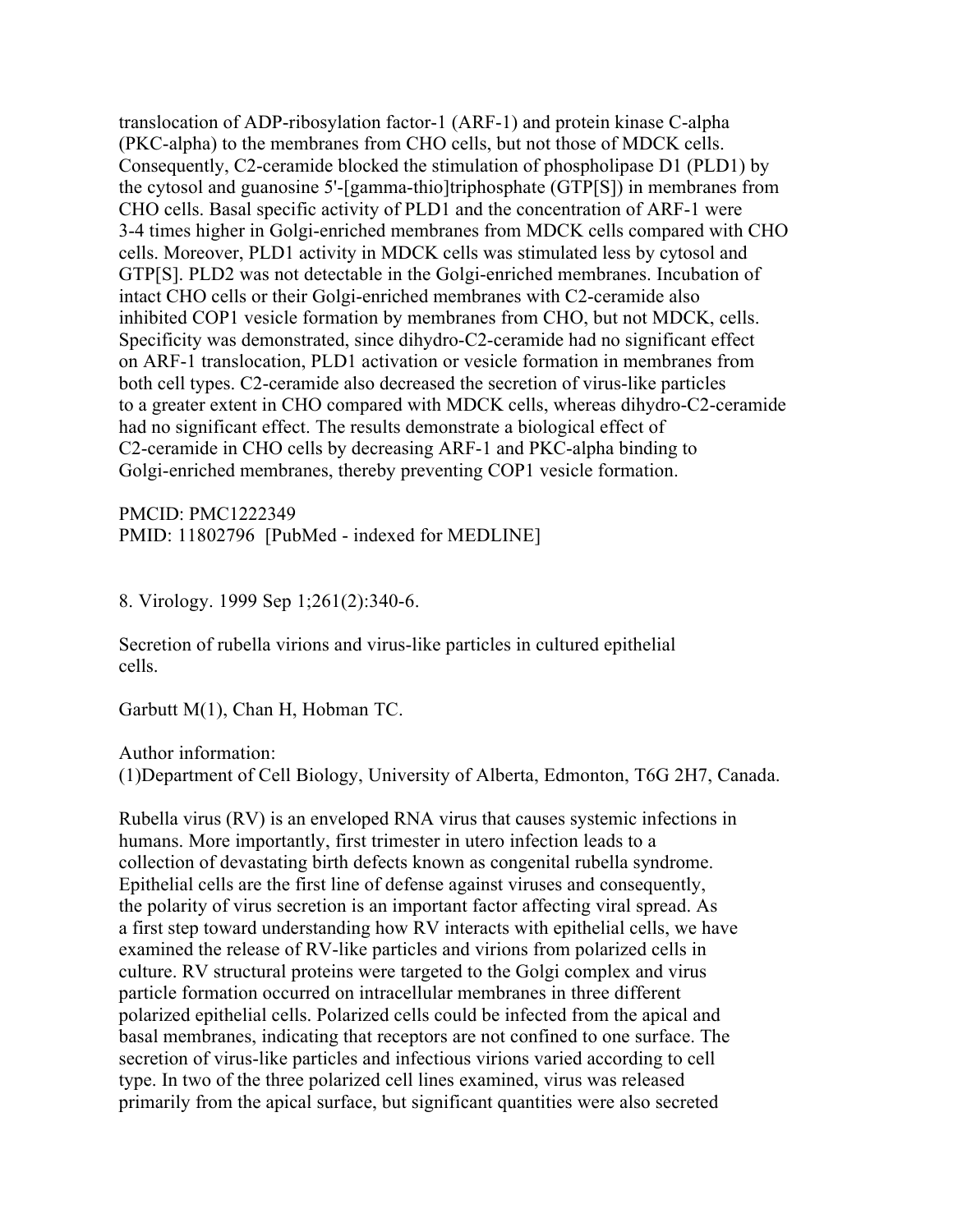translocation of ADP-ribosylation factor-1 (ARF-1) and protein kinase C-alpha (PKC-alpha) to the membranes from CHO cells, but not those of MDCK cells. Consequently, C2-ceramide blocked the stimulation of phospholipase D1 (PLD1) by the cytosol and guanosine 5'-[gamma-thio]triphosphate (GTP[S]) in membranes from CHO cells. Basal specific activity of PLD1 and the concentration of ARF-1 were 3-4 times higher in Golgi-enriched membranes from MDCK cells compared with CHO cells. Moreover, PLD1 activity in MDCK cells was stimulated less by cytosol and GTP[S]. PLD2 was not detectable in the Golgi-enriched membranes. Incubation of intact CHO cells or their Golgi-enriched membranes with C2-ceramide also inhibited COP1 vesicle formation by membranes from CHO, but not MDCK, cells. Specificity was demonstrated, since dihydro-C2-ceramide had no significant effect on ARF-1 translocation, PLD1 activation or vesicle formation in membranes from both cell types. C2-ceramide also decreased the secretion of virus-like particles to a greater extent in CHO compared with MDCK cells, whereas dihydro-C2-ceramide had no significant effect. The results demonstrate a biological effect of C2-ceramide in CHO cells by decreasing ARF-1 and PKC-alpha binding to Golgi-enriched membranes, thereby preventing COP1 vesicle formation.

PMCID: PMC1222349
PMID: 11802796 [PubMed - indexed for MEDLINE]

8. Virology. 1999 Sep 1;261(2):340-6.

Secretion of rubella virions and virus-like particles in cultured epithelial cells.

Garbutt M(1), Chan H, Hobman TC.

Author information:
(1)Department of Cell Biology, University of Alberta, Edmonton, T6G 2H7, Canada.

Rubella virus (RV) is an enveloped RNA virus that causes systemic infections in humans. More importantly, first trimester in utero infection leads to a collection of devastating birth defects known as congenital rubella syndrome. Epithelial cells are the first line of defense against viruses and consequently, the polarity of virus secretion is an important factor affecting viral spread. As a first step toward understanding how RV interacts with epithelial cells, we have examined the release of RV-like particles and virions from polarized cells in culture. RV structural proteins were targeted to the Golgi complex and virus particle formation occurred on intracellular membranes in three different polarized epithelial cells. Polarized cells could be infected from the apical and basal membranes, indicating that receptors are not confined to one surface. The secretion of virus-like particles and infectious virions varied according to cell type. In two of the three polarized cell lines examined, virus was released primarily from the apical surface, but significant quantities were also secreted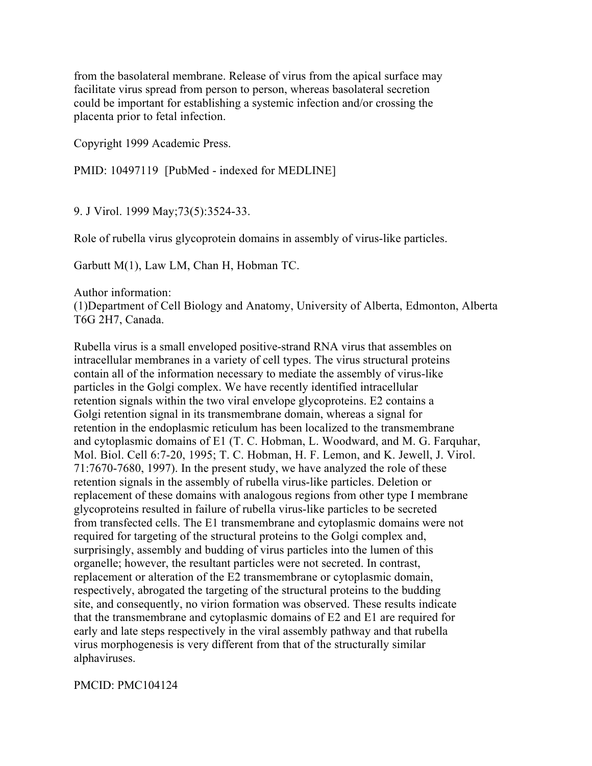from the basolateral membrane. Release of virus from the apical surface may facilitate virus spread from person to person, whereas basolateral secretion could be important for establishing a systemic infection and/or crossing the placenta prior to fetal infection.

Copyright 1999 Academic Press.

PMID: 10497119 [PubMed - indexed for MEDLINE]

9. J Virol. 1999 May;73(5):3524-33.

Role of rubella virus glycoprotein domains in assembly of virus-like particles.

Garbutt M(1), Law LM, Chan H, Hobman TC.

Author information:
(1)Department of Cell Biology and Anatomy, University of Alberta, Edmonton, Alberta T6G 2H7, Canada.

Rubella virus is a small enveloped positive-strand RNA virus that assembles on intracellular membranes in a variety of cell types. The virus structural proteins contain all of the information necessary to mediate the assembly of virus-like particles in the Golgi complex. We have recently identified intracellular retention signals within the two viral envelope glycoproteins. E2 contains a Golgi retention signal in its transmembrane domain, whereas a signal for retention in the endoplasmic reticulum has been localized to the transmembrane and cytoplasmic domains of E1 (T. C. Hobman, L. Woodward, and M. G. Farquhar, Mol. Biol. Cell 6:7-20, 1995; T. C. Hobman, H. F. Lemon, and K. Jewell, J. Virol. 71:7670-7680, 1997). In the present study, we have analyzed the role of these retention signals in the assembly of rubella virus-like particles. Deletion or replacement of these domains with analogous regions from other type I membrane glycoproteins resulted in failure of rubella virus-like particles to be secreted from transfected cells. The E1 transmembrane and cytoplasmic domains were not required for targeting of the structural proteins to the Golgi complex and, surprisingly, assembly and budding of virus particles into the lumen of this organelle; however, the resultant particles were not secreted. In contrast, replacement or alteration of the E2 transmembrane or cytoplasmic domain, respectively, abrogated the targeting of the structural proteins to the budding site, and consequently, no virion formation was observed. These results indicate that the transmembrane and cytoplasmic domains of E2 and E1 are required for early and late steps respectively in the viral assembly pathway and that rubella virus morphogenesis is very different from that of the structurally similar alphaviruses.

PMCID: PMC104124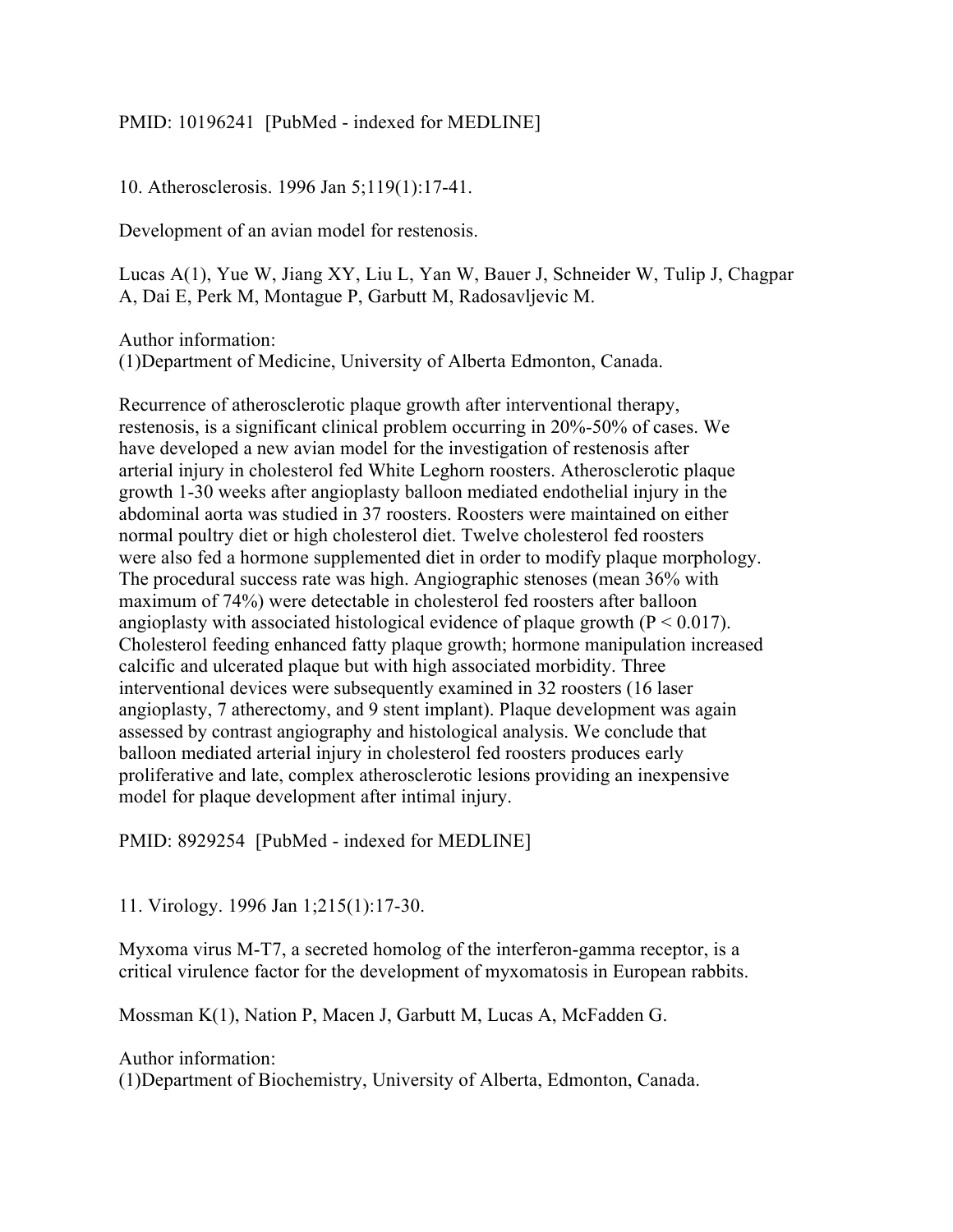PMID: 10196241 [PubMed - indexed for MEDLINE]

10. Atherosclerosis. 1996 Jan 5;119(1):17-41.

Development of an avian model for restenosis.

Lucas A(1), Yue W, Jiang XY, Liu L, Yan W, Bauer J, Schneider W, Tulip J, Chagpar A, Dai E, Perk M, Montague P, Garbutt M, Radosavljevic M.

Author information:
(1)Department of Medicine, University of Alberta Edmonton, Canada.

Recurrence of atherosclerotic plaque growth after interventional therapy, restenosis, is a significant clinical problem occurring in 20%-50% of cases. We have developed a new avian model for the investigation of restenosis after arterial injury in cholesterol fed White Leghorn roosters. Atherosclerotic plaque growth 1-30 weeks after angioplasty balloon mediated endothelial injury in the abdominal aorta was studied in 37 roosters. Roosters were maintained on either normal poultry diet or high cholesterol diet. Twelve cholesterol fed roosters were also fed a hormone supplemented diet in order to modify plaque morphology. The procedural success rate was high. Angiographic stenoses (mean 36% with maximum of 74%) were detectable in cholesterol fed roosters after balloon angioplasty with associated histological evidence of plaque growth ($P < 0.017$). Cholesterol feeding enhanced fatty plaque growth; hormone manipulation increased calcific and ulcerated plaque but with high associated morbidity. Three interventional devices were subsequently examined in 32 roosters (16 laser angioplasty, 7 atherectomy, and 9 stent implant). Plaque development was again assessed by contrast angiography and histological analysis. We conclude that balloon mediated arterial injury in cholesterol fed roosters produces early proliferative and late, complex atherosclerotic lesions providing an inexpensive model for plaque development after intimal injury.

PMID: 8929254 [PubMed - indexed for MEDLINE]

11. Virology. 1996 Jan 1;215(1):17-30.

Myxoma virus M-T7, a secreted homolog of the interferon-gamma receptor, is a critical virulence factor for the development of myxomatosis in European rabbits.

Mossman K(1), Nation P, Macen J, Garbutt M, Lucas A, McFadden G.

Author information:
(1)Department of Biochemistry, University of Alberta, Edmonton, Canada.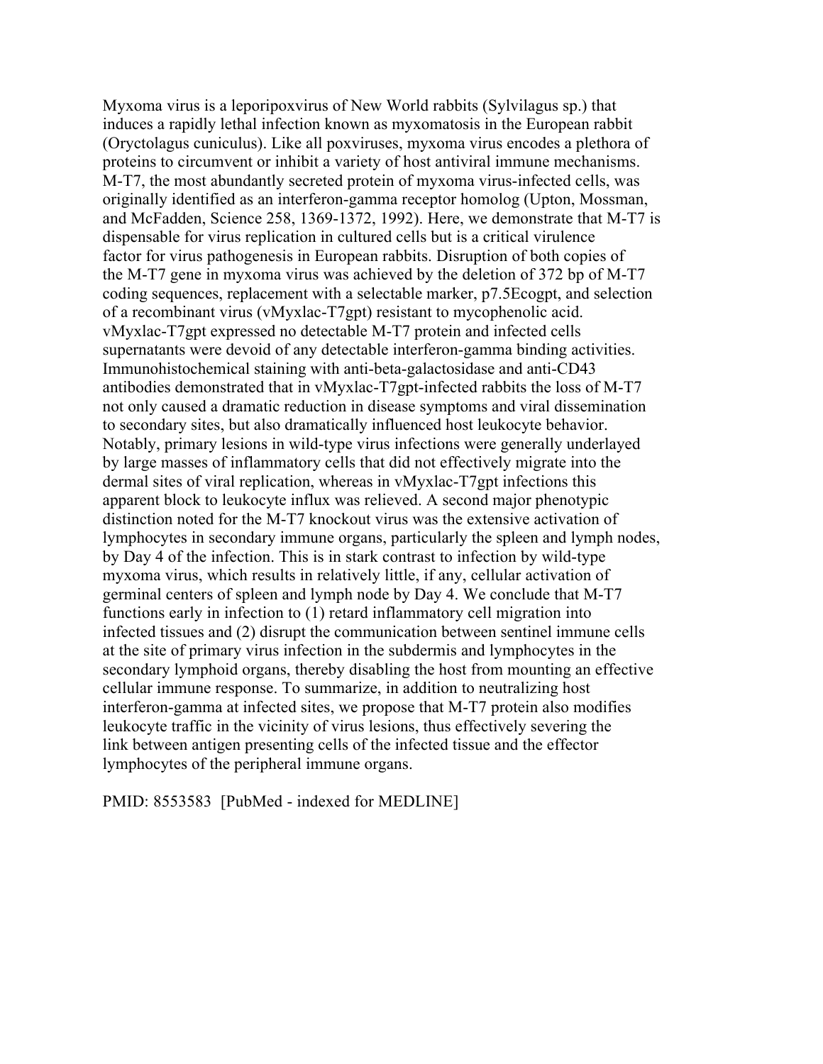Myxoma virus is a leporipoxvirus of New World rabbits (Sylvilagus sp.) that induces a rapidly lethal infection known as myxomatosis in the European rabbit (Oryctolagus cuniculus). Like all poxviruses, myxoma virus encodes a plethora of proteins to circumvent or inhibit a variety of host antiviral immune mechanisms. M-T7, the most abundantly secreted protein of myxoma virus-infected cells, was originally identified as an interferon-gamma receptor homolog (Upton, Mossman, and McFadden, Science 258, 1369-1372, 1992). Here, we demonstrate that M-T7 is dispensable for virus replication in cultured cells but is a critical virulence factor for virus pathogenesis in European rabbits. Disruption of both copies of the M-T7 gene in myxoma virus was achieved by the deletion of 372 bp of M-T7 coding sequences, replacement with a selectable marker, p7.5Ecogpt, and selection of a recombinant virus (vMyxlac-T7gpt) resistant to mycophenolic acid. vMyxlac-T7gpt expressed no detectable M-T7 protein and infected cells supernatants were devoid of any detectable interferon-gamma binding activities. Immunohistochemical staining with anti-beta-galactosidase and anti-CD43 antibodies demonstrated that in vMyxlac-T7gpt-infected rabbits the loss of M-T7 not only caused a dramatic reduction in disease symptoms and viral dissemination to secondary sites, but also dramatically influenced host leukocyte behavior. Notably, primary lesions in wild-type virus infections were generally underlayed by large masses of inflammatory cells that did not effectively migrate into the dermal sites of viral replication, whereas in vMyxlac-T7gpt infections this apparent block to leukocyte influx was relieved. A second major phenotypic distinction noted for the M-T7 knockout virus was the extensive activation of lymphocytes in secondary immune organs, particularly the spleen and lymph nodes, by Day 4 of the infection. This is in stark contrast to infection by wild-type myxoma virus, which results in relatively little, if any, cellular activation of germinal centers of spleen and lymph node by Day 4. We conclude that M-T7 functions early in infection to (1) retard inflammatory cell migration into infected tissues and (2) disrupt the communication between sentinel immune cells at the site of primary virus infection in the subdermis and lymphocytes in the secondary lymphoid organs, thereby disabling the host from mounting an effective cellular immune response. To summarize, in addition to neutralizing host interferon-gamma at infected sites, we propose that M-T7 protein also modifies leukocyte traffic in the vicinity of virus lesions, thus effectively severing the link between antigen presenting cells of the infected tissue and the effector lymphocytes of the peripheral immune organs.

PMID: 8553583 [PubMed - indexed for MEDLINE]